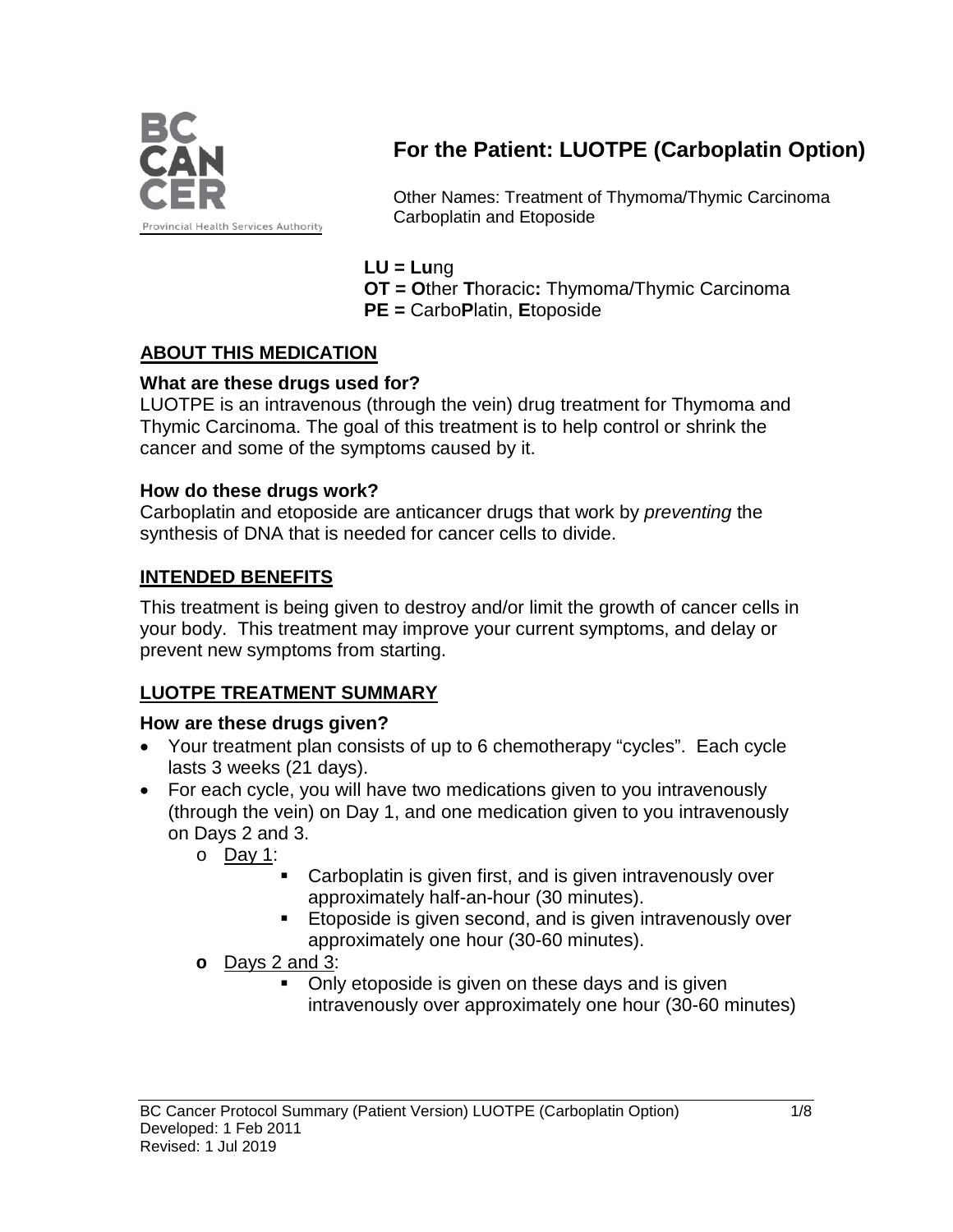# For the Patient: LUOTPE (Carboplatin Option)

Other Names: Treatment of Thymoma/Thymic Carcinoma Carboplatin and Etoposide

**LU = Lu**ng
**OT = O**ther **T**horacic**:** Thymoma/Thymic Carcinoma
**PE =** Carbo**P**latin, **E**toposide

## ABOUT THIS MEDICATION

### What are these drugs used for?

LUOTPE is an intravenous (through the vein) drug treatment for Thymoma and Thymic Carcinoma. The goal of this treatment is to help control or shrink the cancer and some of the symptoms caused by it.

### How do these drugs work?

Carboplatin and etoposide are anticancer drugs that work by *preventing* the synthesis of DNA that is needed for cancer cells to divide.

## INTENDED BENEFITS

This treatment is being given to destroy and/or limit the growth of cancer cells in your body. This treatment may improve your current symptoms, and delay or prevent new symptoms from starting.

## LUOTPE TREATMENT SUMMARY

### How are these drugs given?

- Your treatment plan consists of up to 6 chemotherapy "cycles". Each cycle lasts 3 weeks (21 days).
- For each cycle, you will have two medications given to you intravenously (through the vein) on Day 1, and one medication given to you intravenously on Days 2 and 3.
  - Day 1:
    - Carboplatin is given first, and is given intravenously over approximately half-an-hour (30 minutes).
    - Etoposide is given second, and is given intravenously over approximately one hour (30-60 minutes).
  - Days 2 and 3:
    - Only etoposide is given on these days and is given intravenously over approximately one hour (30-60 minutes)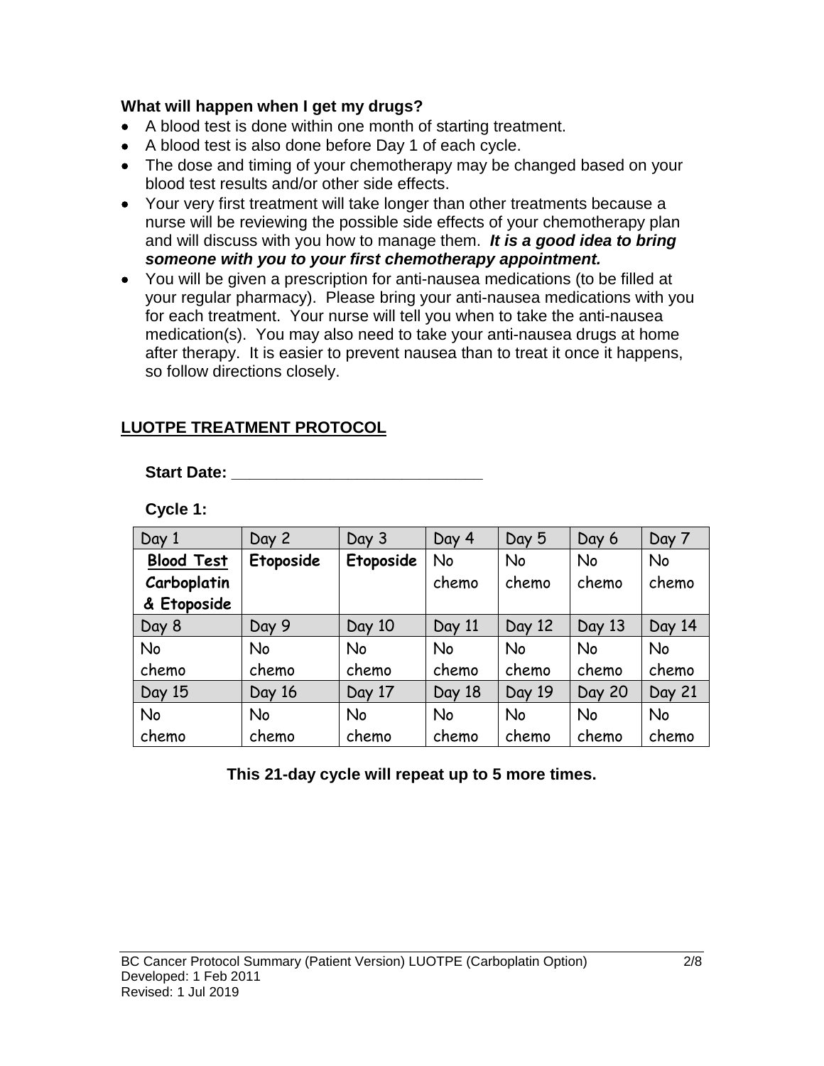**What will happen when I get my drugs?**

- A blood test is done within one month of starting treatment.
- A blood test is also done before Day 1 of each cycle.
- The dose and timing of your chemotherapy may be changed based on your blood test results and/or other side effects.
- Your very first treatment will take longer than other treatments because a nurse will be reviewing the possible side effects of your chemotherapy plan and will discuss with you how to manage them. ***It is a good idea to bring someone with you to your first chemotherapy appointment.***
- You will be given a prescription for anti-nausea medications (to be filled at your regular pharmacy). Please bring your anti-nausea medications with you for each treatment. Your nurse will tell you when to take the anti-nausea medication(s). You may also need to take your anti-nausea drugs at home after therapy. It is easier to prevent nausea than to treat it once it happens, so follow directions closely.

## LUOTPE TREATMENT PROTOCOL

**Start Date: \_\_\_\_\_\_\_\_\_\_\_\_\_\_\_\_\_\_\_\_\_\_\_\_\_\_\_\_\_\_**

**Cycle 1:**

| Day 1 | Day 2 | Day 3 | Day 4 | Day 5 | Day 6 | Day 7 |
|---|---|---|---|---|---|---|
| **Blood Test** **Carboplatin & Etoposide** | **Etoposide** | **Etoposide** | No chemo | No chemo | No chemo | No chemo |
| Day 8 | Day 9 | Day 10 | Day 11 | Day 12 | Day 13 | Day 14 |
| No chemo | No chemo | No chemo | No chemo | No chemo | No chemo | No chemo |
| Day 15 | Day 16 | Day 17 | Day 18 | Day 19 | Day 20 | Day 21 |
| No chemo | No chemo | No chemo | No chemo | No chemo | No chemo | No chemo |

**This 21-day cycle will repeat up to 5 more times.**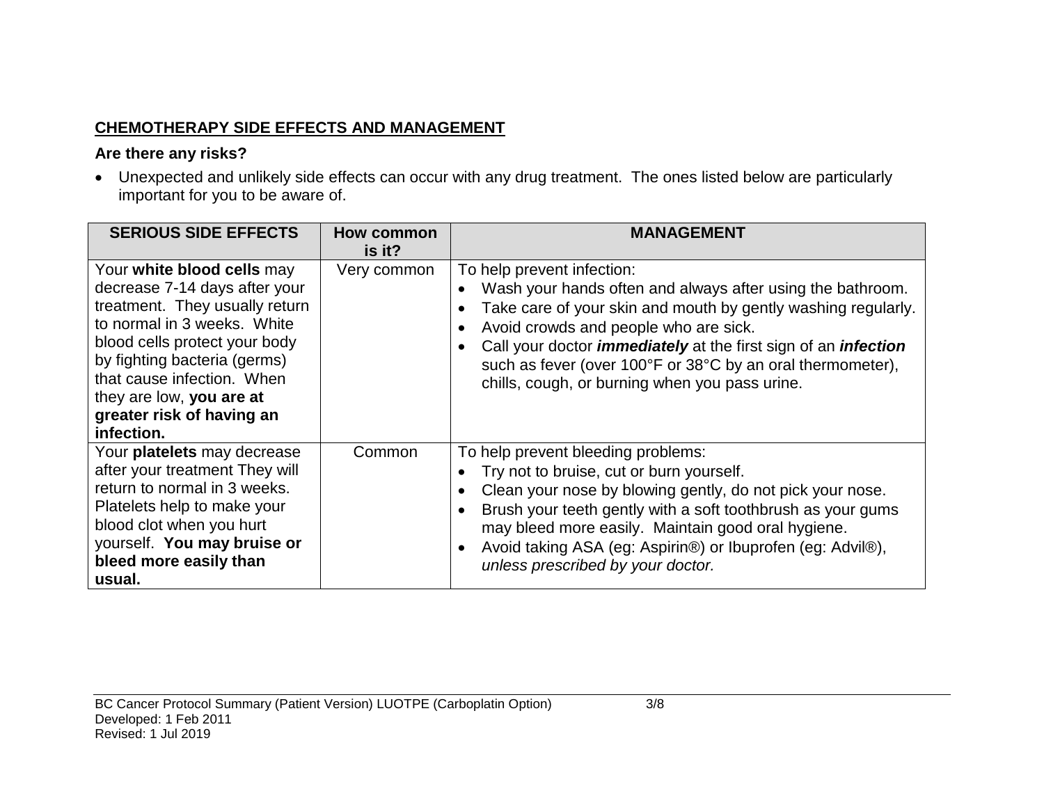## CHEMOTHERAPY SIDE EFFECTS AND MANAGEMENT

### Are there any risks?

- Unexpected and unlikely side effects can occur with any drug treatment. The ones listed below are particularly important for you to be aware of.

| SERIOUS SIDE EFFECTS | How common is it? | MANAGEMENT |
|---|---|---|
| Your **white blood cells** may decrease 7-14 days after your treatment. They usually return to normal in 3 weeks. White blood cells protect your body by fighting bacteria (germs) that cause infection. When they are low, **you are at greater risk of having an infection.** | Very common | To help prevent infection:<br>• Wash your hands often and always after using the bathroom.<br>• Take care of your skin and mouth by gently washing regularly.<br>• Avoid crowds and people who are sick.<br>• Call your doctor ***immediately*** at the first sign of an ***infection*** such as fever (over 100°F or 38°C by an oral thermometer), chills, cough, or burning when you pass urine. |
| Your **platelets** may decrease after your treatment They will return to normal in 3 weeks. Platelets help to make your blood clot when you hurt yourself. **You may bruise or bleed more easily than usual.** | Common | To help prevent bleeding problems:<br>• Try not to bruise, cut or burn yourself.<br>• Clean your nose by blowing gently, do not pick your nose.<br>• Brush your teeth gently with a soft toothbrush as your gums may bleed more easily. Maintain good oral hygiene.<br>• Avoid taking ASA (eg: Aspirin®) or Ibuprofen (eg: Advil®), *unless prescribed by your doctor.* |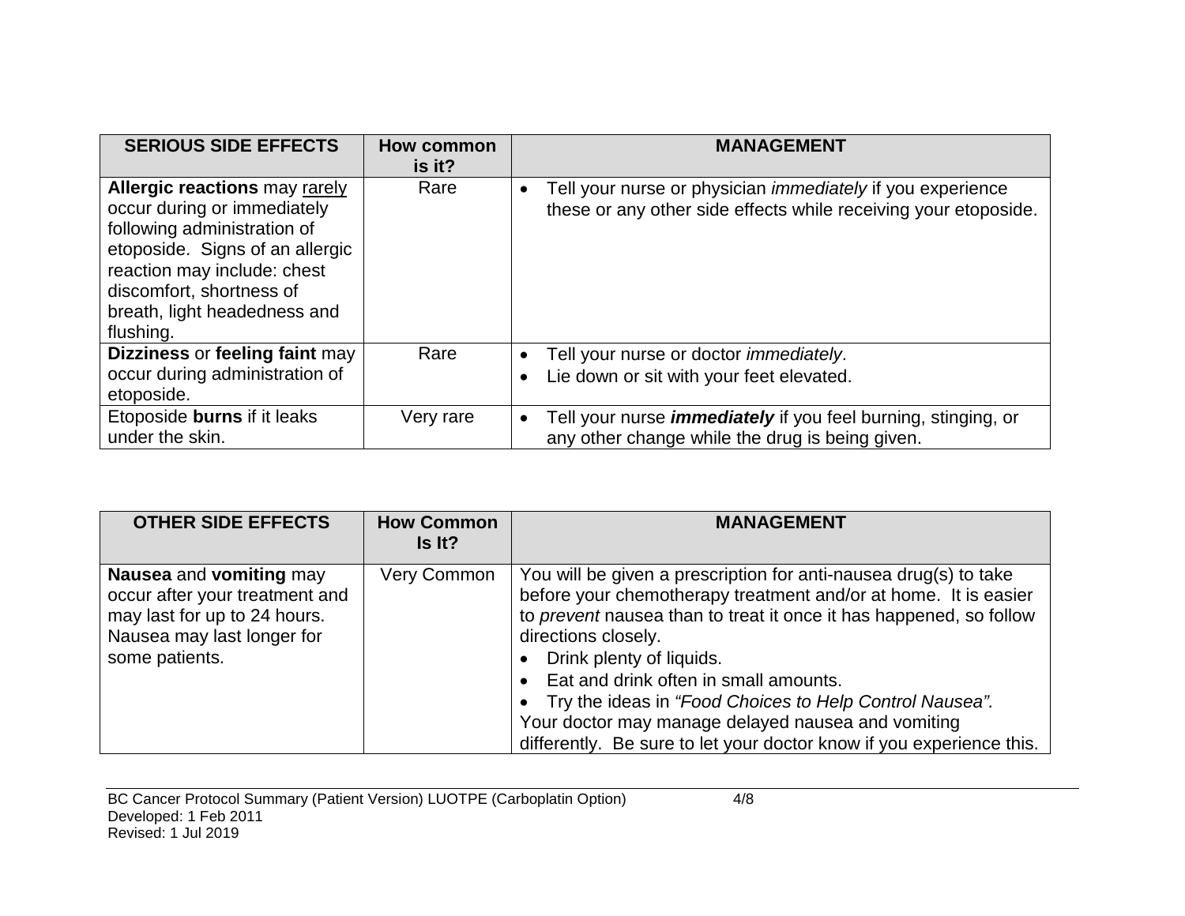| SERIOUS SIDE EFFECTS | How common is it? | MANAGEMENT |
|---|---|---|
| **Allergic reactions** may <u>rarely</u> occur during or immediately following administration of etoposide. Signs of an allergic reaction may include: chest discomfort, shortness of breath, light headedness and flushing. | Rare | • Tell your nurse or physician *immediately* if you experience these or any other side effects while receiving your etoposide. |
| **Dizziness** or **feeling faint** may occur during administration of etoposide. | Rare | • Tell your nurse or doctor *immediately*.<br>• Lie down or sit with your feet elevated. |
| Etoposide **burns** if it leaks under the skin. | Very rare | • Tell your nurse ***immediately*** if you feel burning, stinging, or any other change while the drug is being given. |

| OTHER SIDE EFFECTS | How Common Is It? | MANAGEMENT |
|---|---|---|
| **Nausea** and **vomiting** may occur after your treatment and may last for up to 24 hours. Nausea may last longer for some patients. | Very Common | You will be given a prescription for anti-nausea drug(s) to take before your chemotherapy treatment and/or at home. It is easier to *prevent* nausea than to treat it once it has happened, so follow directions closely.<br>• Drink plenty of liquids.<br>• Eat and drink often in small amounts.<br>• Try the ideas in *"Food Choices to Help Control Nausea".*<br>Your doctor may manage delayed nausea and vomiting differently. Be sure to let your doctor know if you experience this. |

BC Cancer Protocol Summary (Patient Version) LUOTPE (Carboplatin Option)
Developed: 1 Feb 2011
Revised: 1 Jul 2019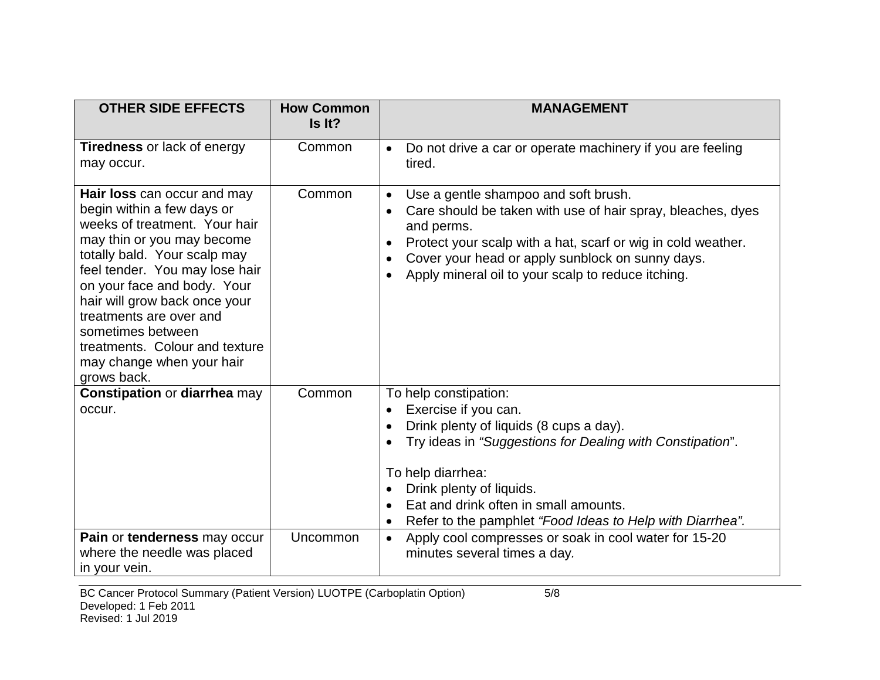| OTHER SIDE EFFECTS | How Common Is It? | MANAGEMENT |
|---|---|---|
| **Tiredness** or lack of energy may occur. | Common | • Do not drive a car or operate machinery if you are feeling tired. |
| **Hair loss** can occur and may begin within a few days or weeks of treatment. Your hair may thin or you may become totally bald. Your scalp may feel tender. You may lose hair on your face and body. Your hair will grow back once your treatments are over and sometimes between treatments. Colour and texture may change when your hair grows back. | Common | • Use a gentle shampoo and soft brush.<br>• Care should be taken with use of hair spray, bleaches, dyes and perms.<br>• Protect your scalp with a hat, scarf or wig in cold weather.<br>• Cover your head or apply sunblock on sunny days.<br>• Apply mineral oil to your scalp to reduce itching. |
| **Constipation** or **diarrhea** may occur. | Common | To help constipation:<br>• Exercise if you can.<br>• Drink plenty of liquids (8 cups a day).<br>• Try ideas in *"Suggestions for Dealing with Constipation*".<br><br>To help diarrhea:<br>• Drink plenty of liquids.<br>• Eat and drink often in small amounts.<br>• Refer to the pamphlet *"Food Ideas to Help with Diarrhea".* |
| **Pain** or **tenderness** may occur where the needle was placed in your vein. | Uncommon | • Apply cool compresses or soak in cool water for 15-20 minutes several times a day. |

BC Cancer Protocol Summary (Patient Version) LUOTPE (Carboplatin Option)
Developed: 1 Feb 2011
Revised: 1 Jul 2019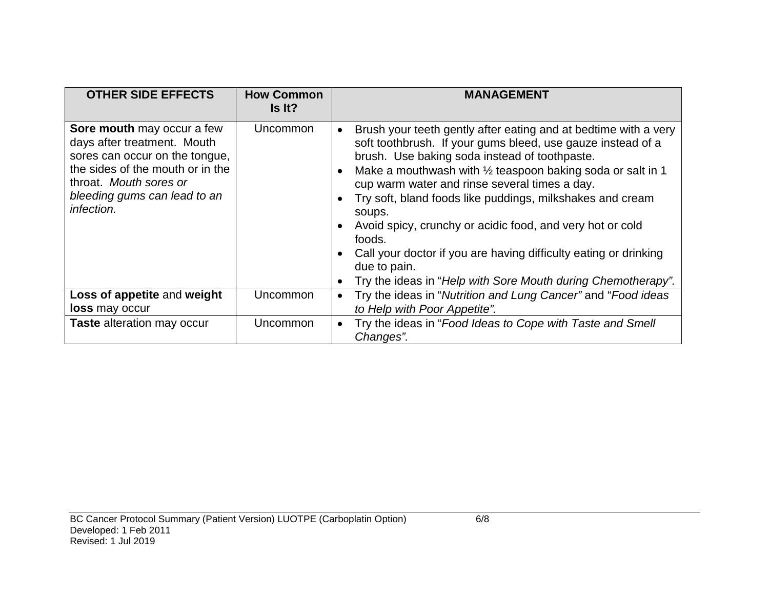| OTHER SIDE EFFECTS | How Common Is It? | MANAGEMENT |
|---|---|---|
| **Sore mouth** may occur a few days after treatment. Mouth sores can occur on the tongue, the sides of the mouth or in the throat. *Mouth sores or bleeding gums can lead to an infection.* | Uncommon | • Brush your teeth gently after eating and at bedtime with a very soft toothbrush. If your gums bleed, use gauze instead of a brush. Use baking soda instead of toothpaste.<br>• Make a mouthwash with ½ teaspoon baking soda or salt in 1 cup warm water and rinse several times a day.<br>• Try soft, bland foods like puddings, milkshakes and cream soups.<br>• Avoid spicy, crunchy or acidic food, and very hot or cold foods.<br>• Call your doctor if you are having difficulty eating or drinking due to pain.<br>• Try the ideas in "*Help with Sore Mouth during Chemotherapy".* |
| **Loss of appetite** and **weight loss** may occur | Uncommon | • Try the ideas in "*Nutrition and Lung Cancer"* and "*Food ideas to Help with Poor Appetite".* |
| **Taste** alteration may occur | Uncommon | • Try the ideas in "*Food Ideas to Cope with Taste and Smell Changes".* |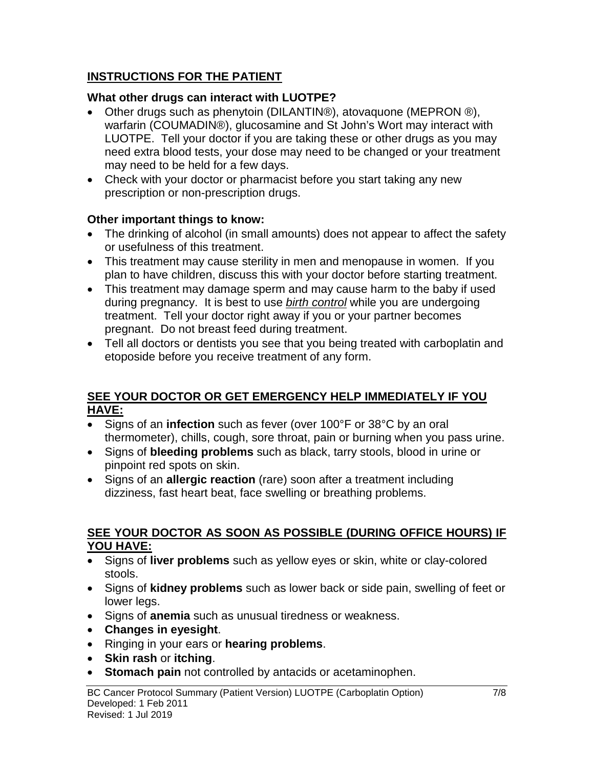## INSTRUCTIONS FOR THE PATIENT

### What other drugs can interact with LUOTPE?

- Other drugs such as phenytoin (DILANTIN®), atovaquone (MEPRON ®), warfarin (COUMADIN®), glucosamine and St John's Wort may interact with LUOTPE. Tell your doctor if you are taking these or other drugs as you may need extra blood tests, your dose may need to be changed or your treatment may need to be held for a few days.
- Check with your doctor or pharmacist before you start taking any new prescription or non-prescription drugs.

### Other important things to know:

- The drinking of alcohol (in small amounts) does not appear to affect the safety or usefulness of this treatment.
- This treatment may cause sterility in men and menopause in women. If you plan to have children, discuss this with your doctor before starting treatment.
- This treatment may damage sperm and may cause harm to the baby if used during pregnancy. It is best to use *birth control* while you are undergoing treatment. Tell your doctor right away if you or your partner becomes pregnant. Do not breast feed during treatment.
- Tell all doctors or dentists you see that you being treated with carboplatin and etoposide before you receive treatment of any form.

### SEE YOUR DOCTOR OR GET EMERGENCY HELP IMMEDIATELY IF YOU HAVE:

- Signs of an **infection** such as fever (over 100°F or 38°C by an oral thermometer), chills, cough, sore throat, pain or burning when you pass urine.
- Signs of **bleeding problems** such as black, tarry stools, blood in urine or pinpoint red spots on skin.
- Signs of an **allergic reaction** (rare) soon after a treatment including dizziness, fast heart beat, face swelling or breathing problems.

### SEE YOUR DOCTOR AS SOON AS POSSIBLE (DURING OFFICE HOURS) IF YOU HAVE:

- Signs of **liver problems** such as yellow eyes or skin, white or clay-colored stools.
- Signs of **kidney problems** such as lower back or side pain, swelling of feet or lower legs.
- Signs of **anemia** such as unusual tiredness or weakness.
- **Changes in eyesight**.
- Ringing in your ears or **hearing problems**.
- **Skin rash** or **itching**.
- **Stomach pain** not controlled by antacids or acetaminophen.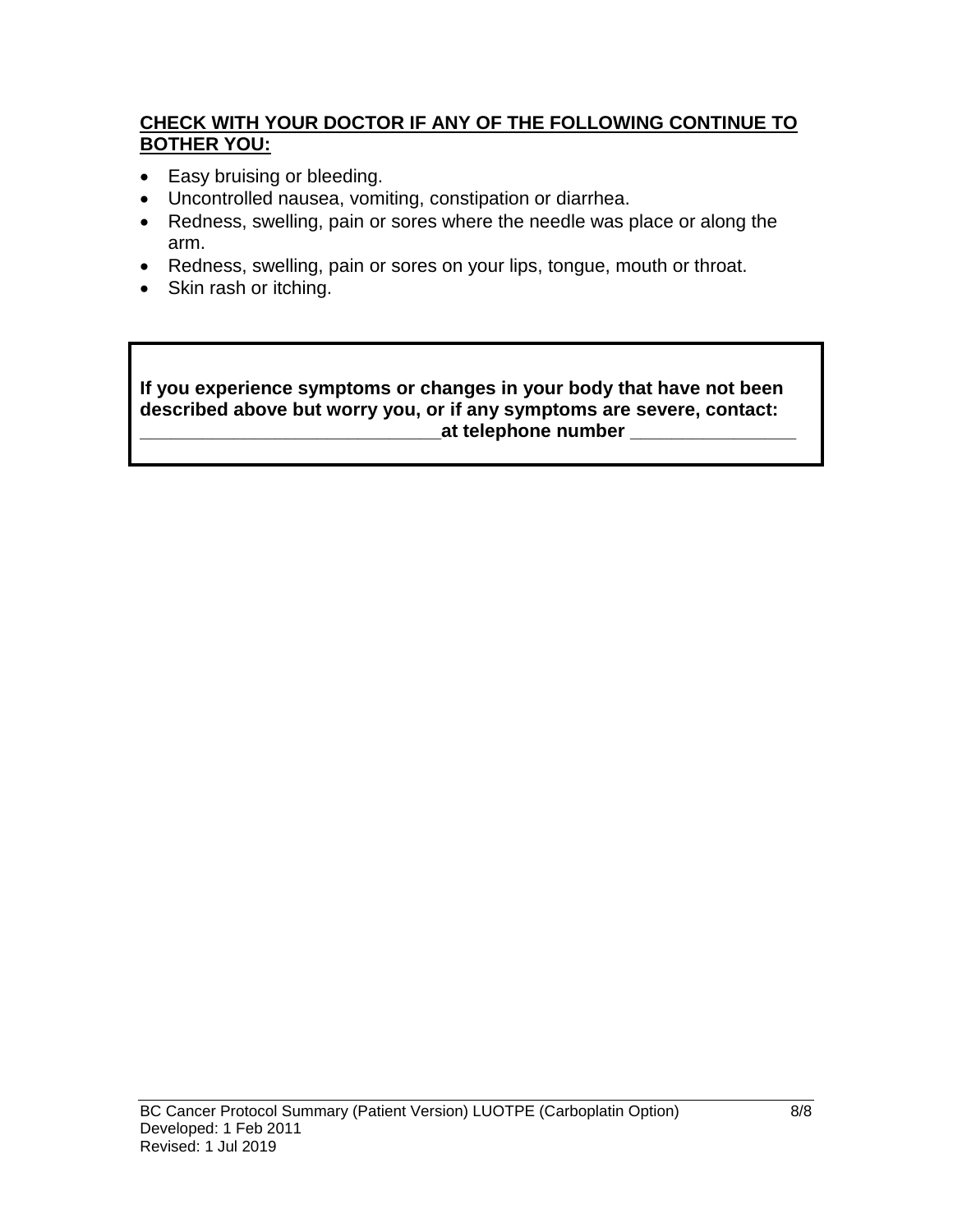**CHECK WITH YOUR DOCTOR IF ANY OF THE FOLLOWING CONTINUE TO BOTHER YOU:**

- Easy bruising or bleeding.
- Uncontrolled nausea, vomiting, constipation or diarrhea.
- Redness, swelling, pain or sores where the needle was place or along the arm.
- Redness, swelling, pain or sores on your lips, tongue, mouth or throat.
- Skin rash or itching.

**If you experience symptoms or changes in your body that have not been described above but worry you, or if any symptoms are severe, contact: ______________________________at telephone number ________________**